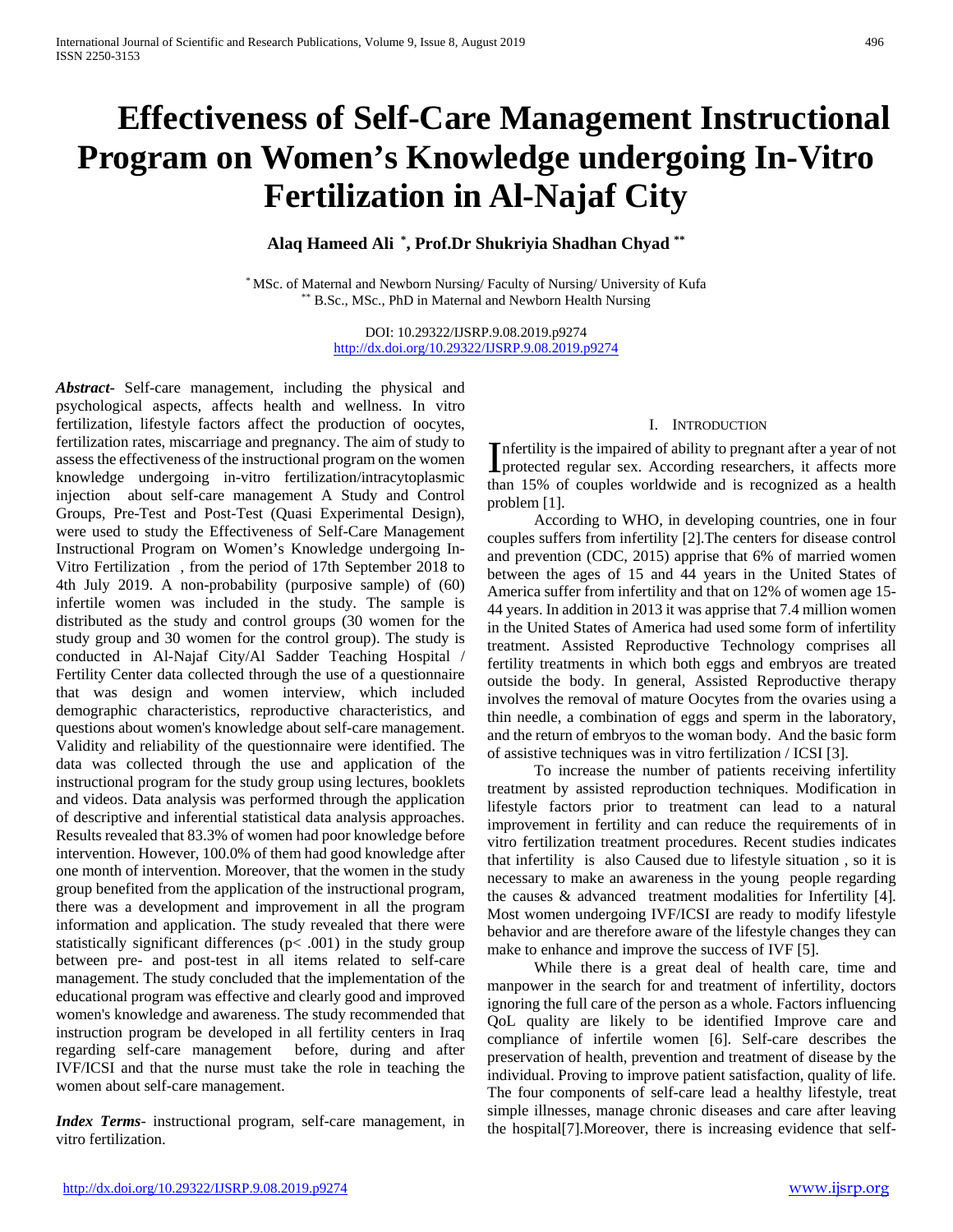# Effectiveness of Self-Care Management Instructional Program on Women's Knowledge undergoing In-Vitro Fertilization in Al-Najaf City

**Alaq Hameed Ali [*], Prof.Dr Shukriyia Shadhan Chyad [**]**

[*] MSc. of Maternal and Newborn Nursing/ Faculty of Nursing/ University of Kufa
[**] B.Sc., MSc., PhD in Maternal and Newborn Health Nursing

DOI: 10.29322/IJSRP.9.08.2019.p9274
http://dx.doi.org/10.29322/IJSRP.9.08.2019.p9274

***Abstract***- Self-care management, including the physical and psychological aspects, affects health and wellness. In vitro fertilization, lifestyle factors affect the production of oocytes, fertilization rates, miscarriage and pregnancy. The aim of study to assess the effectiveness of the instructional program on the women knowledge undergoing in-vitro fertilization/intracytoplasmic injection about self-care management A Study and Control Groups, Pre-Test and Post-Test (Quasi Experimental Design), were used to study the Effectiveness of Self-Care Management Instructional Program on Women's Knowledge undergoing In-Vitro Fertilization , from the period of 17th September 2018 to 4th July 2019. A non-probability (purposive sample) of (60) infertile women was included in the study. The sample is distributed as the study and control groups (30 women for the study group and 30 women for the control group). The study is conducted in Al-Najaf City/Al Sadder Teaching Hospital / Fertility Center data collected through the use of a questionnaire that was design and women interview, which included demographic characteristics, reproductive characteristics, and questions about women's knowledge about self-care management. Validity and reliability of the questionnaire were identified. The data was collected through the use and application of the instructional program for the study group using lectures, booklets and videos. Data analysis was performed through the application of descriptive and inferential statistical data analysis approaches. Results revealed that 83.3% of women had poor knowledge before intervention. However, 100.0% of them had good knowledge after one month of intervention. Moreover, that the women in the study group benefited from the application of the instructional program, there was a development and improvement in all the program information and application. The study revealed that there were statistically significant differences ($p < .001$) in the study group between pre- and post-test in all items related to self-care management. The study concluded that the implementation of the educational program was effective and clearly good and improved women's knowledge and awareness. The study recommended that instruction program be developed in all fertility centers in Iraq regarding self-care management before, during and after IVF/ICSI and that the nurse must take the role in teaching the women about self-care management.

***Index Terms***- instructional program, self-care management, in vitro fertilization.

## I. Introduction

Infertility is the impaired of ability to pregnant after a year of not protected regular sex. According researchers, it affects more than 15% of couples worldwide and is recognized as a health problem [1].

According to WHO, in developing countries, one in four couples suffers from infertility [2].The centers for disease control and prevention (CDC, 2015) apprise that 6% of married women between the ages of 15 and 44 years in the United States of America suffer from infertility and that on 12% of women age 15-44 years. In addition in 2013 it was apprise that 7.4 million women in the United States of America had used some form of infertility treatment. Assisted Reproductive Technology comprises all fertility treatments in which both eggs and embryos are treated outside the body. In general, Assisted Reproductive therapy involves the removal of mature Oocytes from the ovaries using a thin needle, a combination of eggs and sperm in the laboratory, and the return of embryos to the woman body. And the basic form of assistive techniques was in vitro fertilization / ICSI [3].

To increase the number of patients receiving infertility treatment by assisted reproduction techniques. Modification in lifestyle factors prior to treatment can lead to a natural improvement in fertility and can reduce the requirements of in vitro fertilization treatment procedures. Recent studies indicates that infertility is also Caused due to lifestyle situation , so it is necessary to make an awareness in the young people regarding the causes & advanced treatment modalities for Infertility [4]. Most women undergoing IVF/ICSI are ready to modify lifestyle behavior and are therefore aware of the lifestyle changes they can make to enhance and improve the success of IVF [5].

While there is a great deal of health care, time and manpower in the search for and treatment of infertility, doctors ignoring the full care of the person as a whole. Factors influencing QoL quality are likely to be identified Improve care and compliance of infertile women [6]. Self-care describes the preservation of health, prevention and treatment of disease by the individual. Proving to improve patient satisfaction, quality of life. The four components of self-care lead a healthy lifestyle, treat simple illnesses, manage chronic diseases and care after leaving the hospital[7].Moreover, there is increasing evidence that self-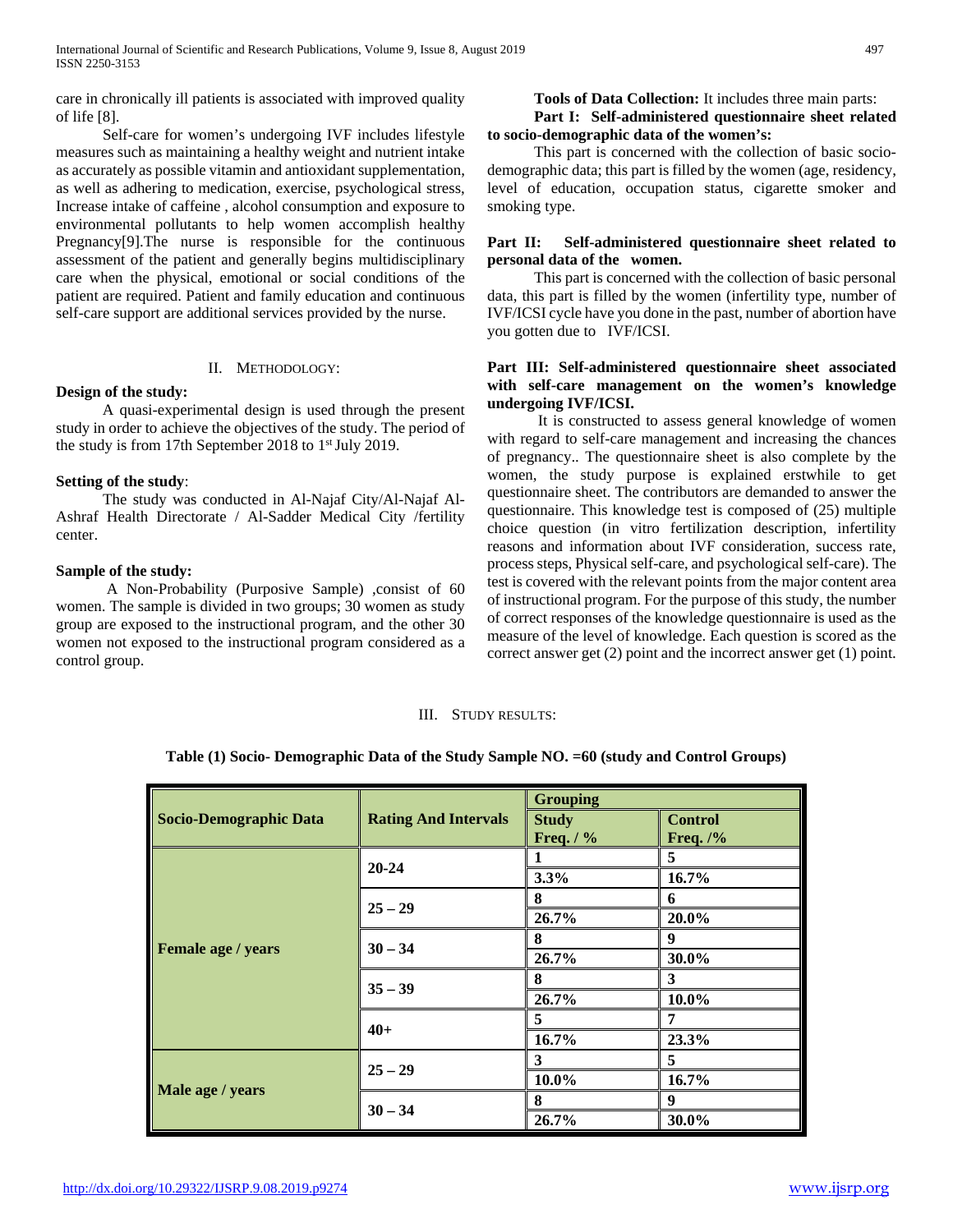care in chronically ill patients is associated with improved quality of life [8].

Self-care for women's undergoing IVF includes lifestyle measures such as maintaining a healthy weight and nutrient intake as accurately as possible vitamin and antioxidant supplementation, as well as adhering to medication, exercise, psychological stress, Increase intake of caffeine , alcohol consumption and exposure to environmental pollutants to help women accomplish healthy Pregnancy[9].The nurse is responsible for the continuous assessment of the patient and generally begins multidisciplinary care when the physical, emotional or social conditions of the patient are required. Patient and family education and continuous self-care support are additional services provided by the nurse.

## II. Methodology:

**Design of the study:**

A quasi-experimental design is used through the present study in order to achieve the objectives of the study. The period of the study is from 17th September 2018 to 1st July 2019.

**Setting of the study**:

The study was conducted in Al-Najaf City/Al-Najaf Al-Ashraf Health Directorate / Al-Sadder Medical City /fertility center.

**Sample of the study:**

A Non-Probability (Purposive Sample) ,consist of 60 women. The sample is divided in two groups; 30 women as study group are exposed to the instructional program, and the other 30 women not exposed to the instructional program considered as a control group.

**Tools of Data Collection:** It includes three main parts:

**Part I: Self-administered questionnaire sheet related to socio-demographic data of the women's:**

This part is concerned with the collection of basic socio-demographic data; this part is filled by the women (age, residency, level of education, occupation status, cigarette smoker and smoking type.

**Part II: Self-administered questionnaire sheet related to personal data of the women.**

This part is concerned with the collection of basic personal data, this part is filled by the women (infertility type, number of IVF/ICSI cycle have you done in the past, number of abortion have you gotten due to IVF/ICSI.

**Part III: Self-administered questionnaire sheet associated with self-care management on the women's knowledge undergoing IVF/ICSI.**

It is constructed to assess general knowledge of women with regard to self-care management and increasing the chances of pregnancy.. The questionnaire sheet is also complete by the women, the study purpose is explained erstwhile to get questionnaire sheet. The contributors are demanded to answer the questionnaire. This knowledge test is composed of (25) multiple choice question (in vitro fertilization description, infertility reasons and information about IVF consideration, success rate, process steps, Physical self-care, and psychological self-care). The test is covered with the relevant points from the major content area of instructional program. For the purpose of this study, the number of correct responses of the knowledge questionnaire is used as the measure of the level of knowledge. Each question is scored as the correct answer get (2) point and the incorrect answer get (1) point.

## III. Study results:

**Table (1) Socio- Demographic Data of the Study Sample NO. =60 (study and Control Groups)**

| Socio-Demographic Data | Rating And Intervals | Grouping | |
|---|---|---|---|
| | | Study Freq. / % | Control Freq. /% |
| Female age / years | 20-24 | 1 | 5 |
| | | 3.3% | 16.7% |
| | 25 – 29 | 8 | 6 |
| | | 26.7% | 20.0% |
| | 30 – 34 | 8 | 9 |
| | | 26.7% | 30.0% |
| | 35 – 39 | 8 | 3 |
| | | 26.7% | 10.0% |
| | 40+ | 5 | 7 |
| | | 16.7% | 23.3% |
| Male age / years | 25 – 29 | 3 | 5 |
| | | 10.0% | 16.7% |
| | 30 – 34 | 8 | 9 |
| | | 26.7% | 30.0% |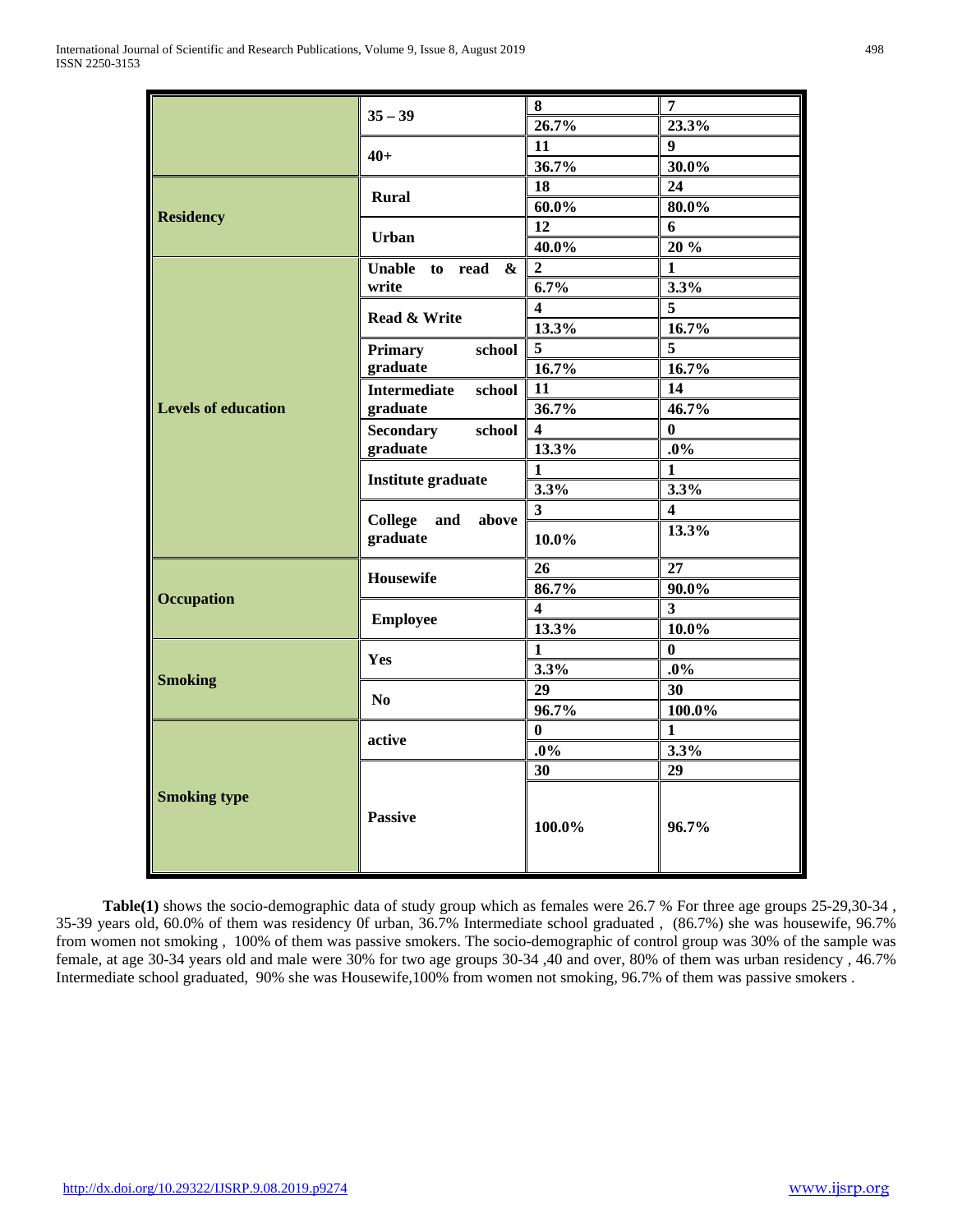| | | | |
|---|---|---|---|
| | 35 – 39 | 8 | 7 |
| | | 26.7% | 23.3% |
| | 40+ | 11 | 9 |
| | | 36.7% | 30.0% |
| **Residency** | Rural | 18 | 24 |
| | | 60.0% | 80.0% |
| | Urban | 12 | 6 |
| | | 40.0% | 20 % |
| **Levels of education** | Unable to read & write | 2 | 1 |
| | | 6.7% | 3.3% |
| | Read & Write | 4 | 5 |
| | | 13.3% | 16.7% |
| | Primary school graduate | 5 | 5 |
| | | 16.7% | 16.7% |
| | Intermediate school graduate | 11 | 14 |
| | | 36.7% | 46.7% |
| | Secondary school graduate | 4 | 0 |
| | | 13.3% | .0% |
| | Institute graduate | 1 | 1 |
| | | 3.3% | 3.3% |
| | College and above graduate | 3 | 4 |
| | | 10.0% | 13.3% |
| **Occupation** | Housewife | 26 | 27 |
| | | 86.7% | 90.0% |
| | Employee | 4 | 3 |
| | | 13.3% | 10.0% |
| **Smoking** | Yes | 1 | 0 |
| | | 3.3% | .0% |
| | No | 29 | 30 |
| | | 96.7% | 100.0% |
| **Smoking type** | active | 0 | 1 |
| | | .0% | 3.3% |
| | Passive | 30 | 29 |
| | | 100.0% | 96.7% |

**Table(1)** shows the socio-demographic data of study group which as females were 26.7 % For three age groups 25-29,30-34 , 35-39 years old, 60.0% of them was residency 0f urban, 36.7% Intermediate school graduated , (86.7%) she was housewife, 96.7% from women not smoking , 100% of them was passive smokers. The socio-demographic of control group was 30% of the sample was female, at age 30-34 years old and male were 30% for two age groups 30-34 ,40 and over, 80% of them was urban residency , 46.7% Intermediate school graduated, 90% she was Housewife,100% from women not smoking, 96.7% of them was passive smokers .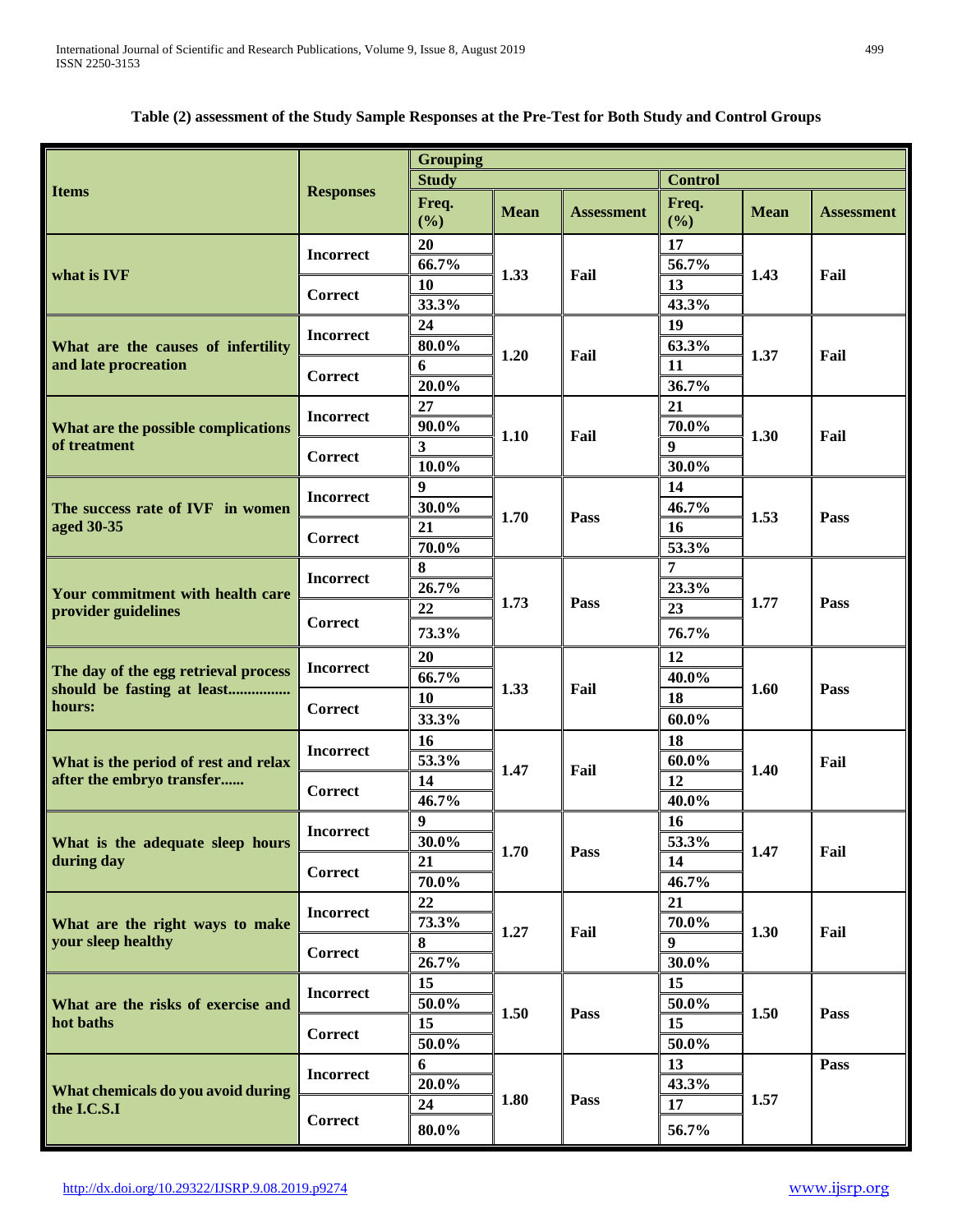**Table (2) assessment of the Study Sample Responses at the Pre-Test for Both Study and Control Groups**

| Items | Responses | Grouping | | | | | |
|---|---|---|---|---|---|---|---|
| | | Study | | | Control | | |
| | | Freq. (%) | Mean | Assessment | Freq. (%) | Mean | Assessment |
| what is IVF | Incorrect | 20<br>66.7% | 1.33 | Fail | 17<br>56.7% | 1.43 | Fail |
| | Correct | 10<br>33.3% | | | 13<br>43.3% | | |
| What are the causes of infertility and late procreation | Incorrect | 24<br>80.0% | 1.20 | Fail | 19<br>63.3% | 1.37 | Fail |
| | Correct | 6<br>20.0% | | | 11<br>36.7% | | |
| What are the possible complications of treatment | Incorrect | 27<br>90.0% | 1.10 | Fail | 21<br>70.0% | 1.30 | Fail |
| | Correct | 3<br>10.0% | | | 9<br>30.0% | | |
| The success rate of IVF in women aged 30-35 | Incorrect | 9<br>30.0% | 1.70 | Pass | 14<br>46.7% | 1.53 | Pass |
| | Correct | 21<br>70.0% | | | 16<br>53.3% | | |
| Your commitment with health care provider guidelines | Incorrect | 8<br>26.7% | 1.73 | Pass | 7<br>23.3% | 1.77 | Pass |
| | Correct | 22<br>73.3% | | | 23<br>76.7% | | |
| The day of the egg retrieval process should be fasting at least............... hours: | Incorrect | 20<br>66.7% | 1.33 | Fail | 12<br>40.0% | 1.60 | Pass |
| | Correct | 10<br>33.3% | | | 18<br>60.0% | | |
| What is the period of rest and relax after the embryo transfer...... | Incorrect | 16<br>53.3% | 1.47 | Fail | 18<br>60.0% | 1.40 | Fail |
| | Correct | 14<br>46.7% | | | 12<br>40.0% | | |
| What is the adequate sleep hours during day | Incorrect | 9<br>30.0% | 1.70 | Pass | 16<br>53.3% | 1.47 | Fail |
| | Correct | 21<br>70.0% | | | 14<br>46.7% | | |
| What are the right ways to make your sleep healthy | Incorrect | 22<br>73.3% | 1.27 | Fail | 21<br>70.0% | 1.30 | Fail |
| | Correct | 8<br>26.7% | | | 9<br>30.0% | | |
| What are the risks of exercise and hot baths | Incorrect | 15<br>50.0% | 1.50 | Pass | 15<br>50.0% | 1.50 | Pass |
| | Correct | 15<br>50.0% | | | 15<br>50.0% | | |
| What chemicals do you avoid during the I.C.S.I | Incorrect | 6<br>20.0% | 1.80 | Pass | 13<br>43.3% | 1.57 | Pass |
| | Correct | 24<br>80.0% | | | 17<br>56.7% | | |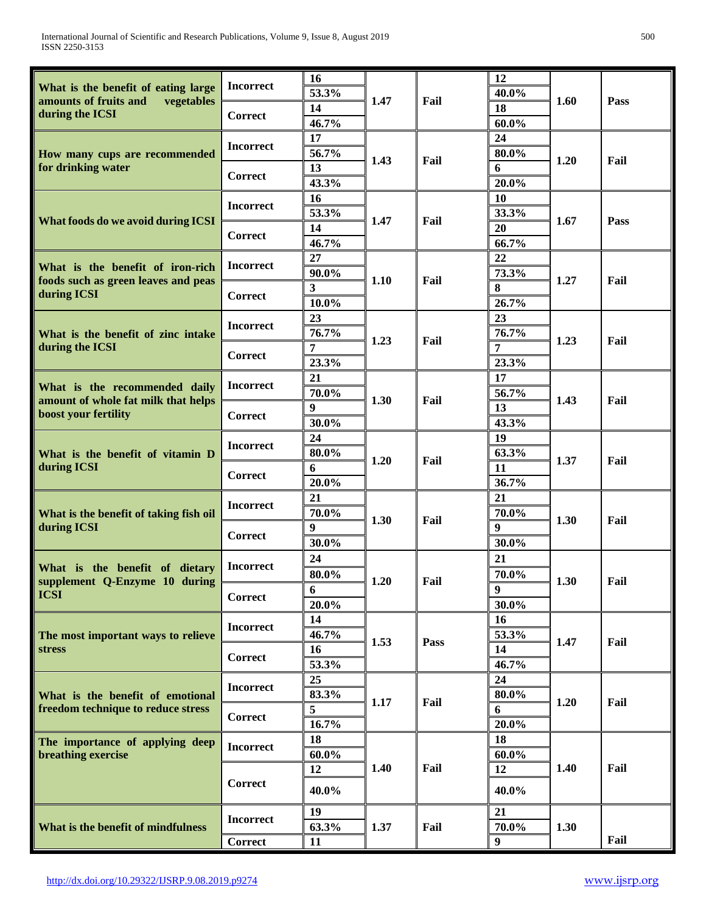| | | | | | | | |
|---|---|---|---|---|---|---|---|
| What is the benefit of eating large amounts of fruits and vegetables during the ICSI | Incorrect | 16 | 1.47 | Fail | 12 | 1.60 | Pass |
| | | 53.3% | | | 40.0% | | |
| | Correct | 14 | | | 18 | | |
| | | 46.7% | | | 60.0% | | |
| How many cups are recommended for drinking water | Incorrect | 17 | 1.43 | Fail | 24 | 1.20 | Fail |
| | | 56.7% | | | 80.0% | | |
| | Correct | 13 | | | 6 | | |
| | | 43.3% | | | 20.0% | | |
| What foods do we avoid during ICSI | Incorrect | 16 | 1.47 | Fail | 10 | 1.67 | Pass |
| | | 53.3% | | | 33.3% | | |
| | Correct | 14 | | | 20 | | |
| | | 46.7% | | | 66.7% | | |
| What is the benefit of iron-rich foods such as green leaves and peas during ICSI | Incorrect | 27 | 1.10 | Fail | 22 | 1.27 | Fail |
| | | 90.0% | | | 73.3% | | |
| | Correct | 3 | | | 8 | | |
| | | 10.0% | | | 26.7% | | |
| What is the benefit of zinc intake during the ICSI | Incorrect | 23 | 1.23 | Fail | 23 | 1.23 | Fail |
| | | 76.7% | | | 76.7% | | |
| | Correct | 7 | | | 7 | | |
| | | 23.3% | | | 23.3% | | |
| What is the recommended daily amount of whole fat milk that helps boost your fertility | Incorrect | 21 | 1.30 | Fail | 17 | 1.43 | Fail |
| | | 70.0% | | | 56.7% | | |
| | Correct | 9 | | | 13 | | |
| | | 30.0% | | | 43.3% | | |
| What is the benefit of vitamin D during ICSI | Incorrect | 24 | 1.20 | Fail | 19 | 1.37 | Fail |
| | | 80.0% | | | 63.3% | | |
| | Correct | 6 | | | 11 | | |
| | | 20.0% | | | 36.7% | | |
| What is the benefit of taking fish oil during ICSI | Incorrect | 21 | 1.30 | Fail | 21 | 1.30 | Fail |
| | | 70.0% | | | 70.0% | | |
| | Correct | 9 | | | 9 | | |
| | | 30.0% | | | 30.0% | | |
| What is the benefit of dietary supplement Q-Enzyme 10 during ICSI | Incorrect | 24 | 1.20 | Fail | 21 | 1.30 | Fail |
| | | 80.0% | | | 70.0% | | |
| | Correct | 6 | | | 9 | | |
| | | 20.0% | | | 30.0% | | |
| The most important ways to relieve stress | Incorrect | 14 | 1.53 | Pass | 16 | 1.47 | Fail |
| | | 46.7% | | | 53.3% | | |
| | Correct | 16 | | | 14 | | |
| | | 53.3% | | | 46.7% | | |
| What is the benefit of emotional freedom technique to reduce stress | Incorrect | 25 | 1.17 | Fail | 24 | 1.20 | Fail |
| | | 83.3% | | | 80.0% | | |
| | Correct | 5 | | | 6 | | |
| | | 16.7% | | | 20.0% | | |
| The importance of applying deep breathing exercise | Incorrect | 18 | 1.40 | Fail | 18 | 1.40 | Fail |
| | | 60.0% | | | 60.0% | | |
| | Correct | 12 | | | 12 | | |
| | | 40.0% | | | 40.0% | | |
| What is the benefit of mindfulness | Incorrect | 19 | 1.37 | Fail | 21 | 1.30 | Fail |
| | | 63.3% | | | 70.0% | | |
| | Correct | 11 | | | 9 | | |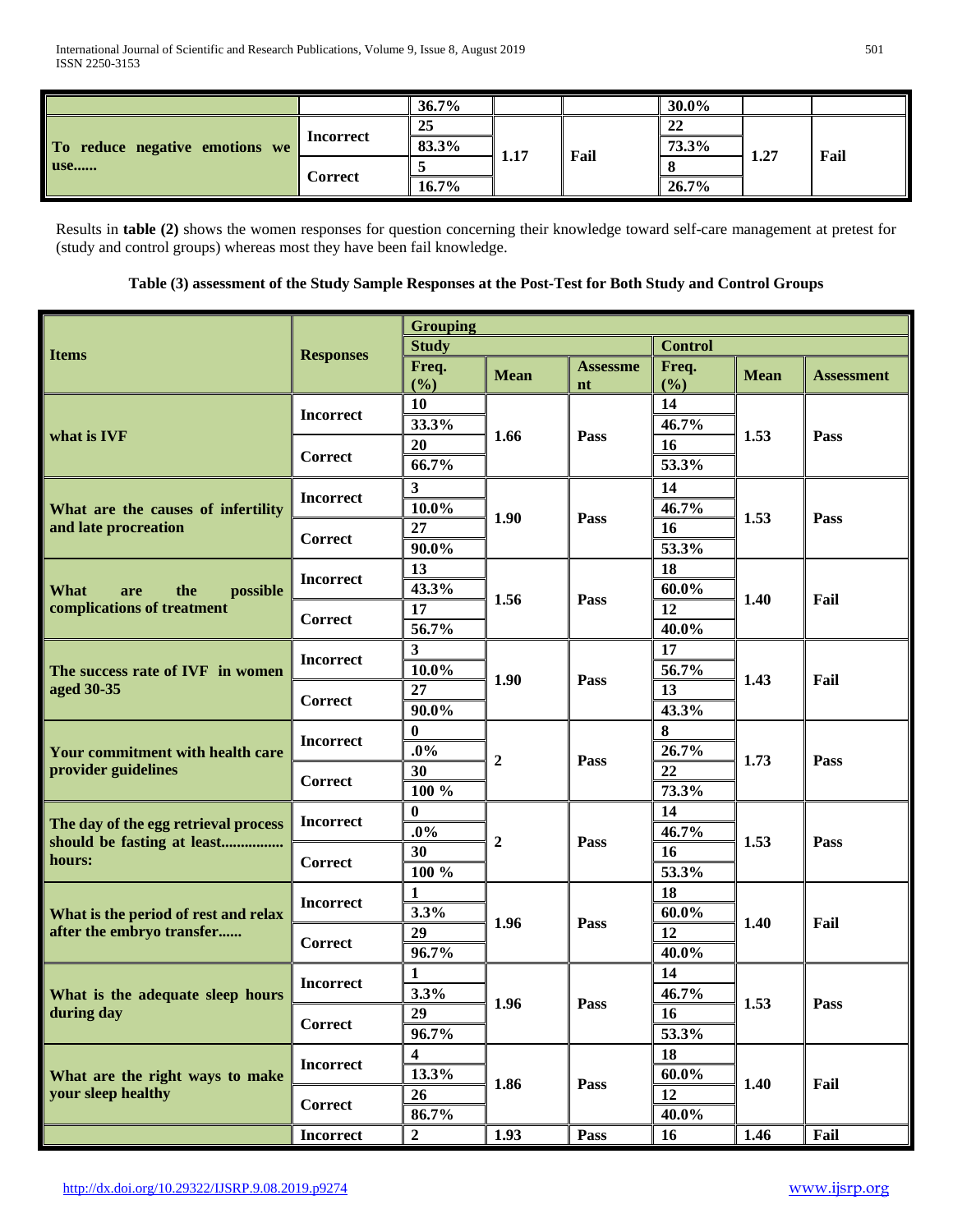| | | 36.7% | | | 30.0% | | |
|---|---|---|---|---|---|---|---|
| To reduce negative emotions we use...... | Incorrect | 25 | 1.17 | Fail | 22 | 1.27 | Fail |
| | | 83.3% | | | 73.3% | | |
| | Correct | 5 | | | 8 | | |
| | | 16.7% | | | 26.7% | | |

Results in **table (2)** shows the women responses for question concerning their knowledge toward self-care management at pretest for (study and control groups) whereas most they have been fail knowledge.

**Table (3) assessment of the Study Sample Responses at the Post-Test for Both Study and Control Groups**

| Items | Responses | Grouping | | | | | |
|---|---|---|---|---|---|---|---|
| | | Study | | | Control | | |
| | | Freq. (%) | Mean | Assessment | Freq. (%) | Mean | Assessment |
| what is IVF | Incorrect | 10 | 1.66 | Pass | 14 | 1.53 | Pass |
| | | 33.3% | | | 46.7% | | |
| | Correct | 20 | | | 16 | | |
| | | 66.7% | | | 53.3% | | |
| What are the causes of infertility and late procreation | Incorrect | 3 | 1.90 | Pass | 14 | 1.53 | Pass |
| | | 10.0% | | | 46.7% | | |
| | Correct | 27 | | | 16 | | |
| | | 90.0% | | | 53.3% | | |
| What are the possible complications of treatment | Incorrect | 13 | 1.56 | Pass | 18 | 1.40 | Fail |
| | | 43.3% | | | 60.0% | | |
| | Correct | 17 | | | 12 | | |
| | | 56.7% | | | 40.0% | | |
| The success rate of IVF in women aged 30-35 | Incorrect | 3 | 1.90 | Pass | 17 | 1.43 | Fail |
| | | 10.0% | | | 56.7% | | |
| | Correct | 27 | | | 13 | | |
| | | 90.0% | | | 43.3% | | |
| Your commitment with health care provider guidelines | Incorrect | 0 | 2 | Pass | 8 | 1.73 | Pass |
| | | .0% | | | 26.7% | | |
| | Correct | 30 | | | 22 | | |
| | | 100 % | | | 73.3% | | |
| The day of the egg retrieval process should be fasting at least................ hours: | Incorrect | 0 | 2 | Pass | 14 | 1.53 | Pass |
| | | .0% | | | 46.7% | | |
| | Correct | 30 | | | 16 | | |
| | | 100 % | | | 53.3% | | |
| What is the period of rest and relax after the embryo transfer...... | Incorrect | 1 | 1.96 | Pass | 18 | 1.40 | Fail |
| | | 3.3% | | | 60.0% | | |
| | Correct | 29 | | | 12 | | |
| | | 96.7% | | | 40.0% | | |
| What is the adequate sleep hours during day | Incorrect | 1 | 1.96 | Pass | 14 | 1.53 | Pass |
| | | 3.3% | | | 46.7% | | |
| | Correct | 29 | | | 16 | | |
| | | 96.7% | | | 53.3% | | |
| What are the right ways to make your sleep healthy | Incorrect | 4 | 1.86 | Pass | 18 | 1.40 | Fail |
| | | 13.3% | | | 60.0% | | |
| | Correct | 26 | | | 12 | | |
| | | 86.7% | | | 40.0% | | |
| | Incorrect | 2 | 1.93 | Pass | 16 | 1.46 | Fail |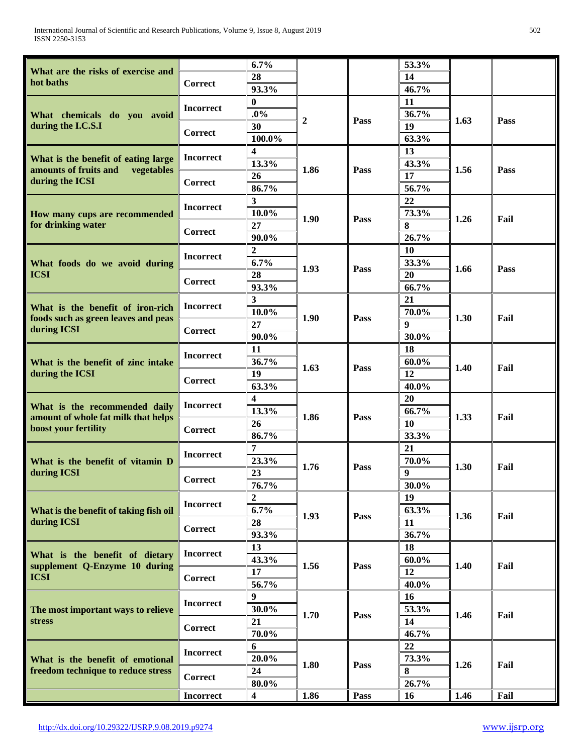| | | | | | | | |
|---|---|---|---|---|---|---|---|
| What are the risks of exercise and hot baths | | 6.7% | | | 53.3% | | |
| | Correct | 28 | | | 14 | | |
| | | 93.3% | | | 46.7% | | |
| What chemicals do you avoid during the I.C.S.I | Incorrect | 0 | 2 | Pass | 11 | 1.63 | Pass |
| | | .0% | | | 36.7% | | |
| | Correct | 30 | | | 19 | | |
| | | 100.0% | | | 63.3% | | |
| What is the benefit of eating large amounts of fruits and vegetables during the ICSI | Incorrect | 4 | 1.86 | Pass | 13 | 1.56 | Pass |
| | | 13.3% | | | 43.3% | | |
| | Correct | 26 | | | 17 | | |
| | | 86.7% | | | 56.7% | | |
| How many cups are recommended for drinking water | Incorrect | 3 | 1.90 | Pass | 22 | 1.26 | Fail |
| | | 10.0% | | | 73.3% | | |
| | Correct | 27 | | | 8 | | |
| | | 90.0% | | | 26.7% | | |
| What foods do we avoid during ICSI | Incorrect | 2 | 1.93 | Pass | 10 | 1.66 | Pass |
| | | 6.7% | | | 33.3% | | |
| | Correct | 28 | | | 20 | | |
| | | 93.3% | | | 66.7% | | |
| What is the benefit of iron-rich foods such as green leaves and peas during ICSI | Incorrect | 3 | 1.90 | Pass | 21 | 1.30 | Fail |
| | | 10.0% | | | 70.0% | | |
| | Correct | 27 | | | 9 | | |
| | | 90.0% | | | 30.0% | | |
| What is the benefit of zinc intake during the ICSI | Incorrect | 11 | 1.63 | Pass | 18 | 1.40 | Fail |
| | | 36.7% | | | 60.0% | | |
| | Correct | 19 | | | 12 | | |
| | | 63.3% | | | 40.0% | | |
| What is the recommended daily amount of whole fat milk that helps boost your fertility | Incorrect | 4 | 1.86 | Pass | 20 | 1.33 | Fail |
| | | 13.3% | | | 66.7% | | |
| | Correct | 26 | | | 10 | | |
| | | 86.7% | | | 33.3% | | |
| What is the benefit of vitamin D during ICSI | Incorrect | 7 | 1.76 | Pass | 21 | 1.30 | Fail |
| | | 23.3% | | | 70.0% | | |
| | Correct | 23 | | | 9 | | |
| | | 76.7% | | | 30.0% | | |
| What is the benefit of taking fish oil during ICSI | Incorrect | 2 | 1.93 | Pass | 19 | 1.36 | Fail |
| | | 6.7% | | | 63.3% | | |
| | Correct | 28 | | | 11 | | |
| | | 93.3% | | | 36.7% | | |
| What is the benefit of dietary supplement Q-Enzyme 10 during ICSI | Incorrect | 13 | 1.56 | Pass | 18 | 1.40 | Fail |
| | | 43.3% | | | 60.0% | | |
| | Correct | 17 | | | 12 | | |
| | | 56.7% | | | 40.0% | | |
| The most important ways to relieve stress | Incorrect | 9 | 1.70 | Pass | 16 | 1.46 | Fail |
| | | 30.0% | | | 53.3% | | |
| | Correct | 21 | | | 14 | | |
| | | 70.0% | | | 46.7% | | |
| What is the benefit of emotional freedom technique to reduce stress | Incorrect | 6 | 1.80 | Pass | 22 | 1.26 | Fail |
| | | 20.0% | | | 73.3% | | |
| | Correct | 24 | | | 8 | | |
| | | 80.0% | | | 26.7% | | |
| | Incorrect | 4 | 1.86 | Pass | 16 | 1.46 | Fail |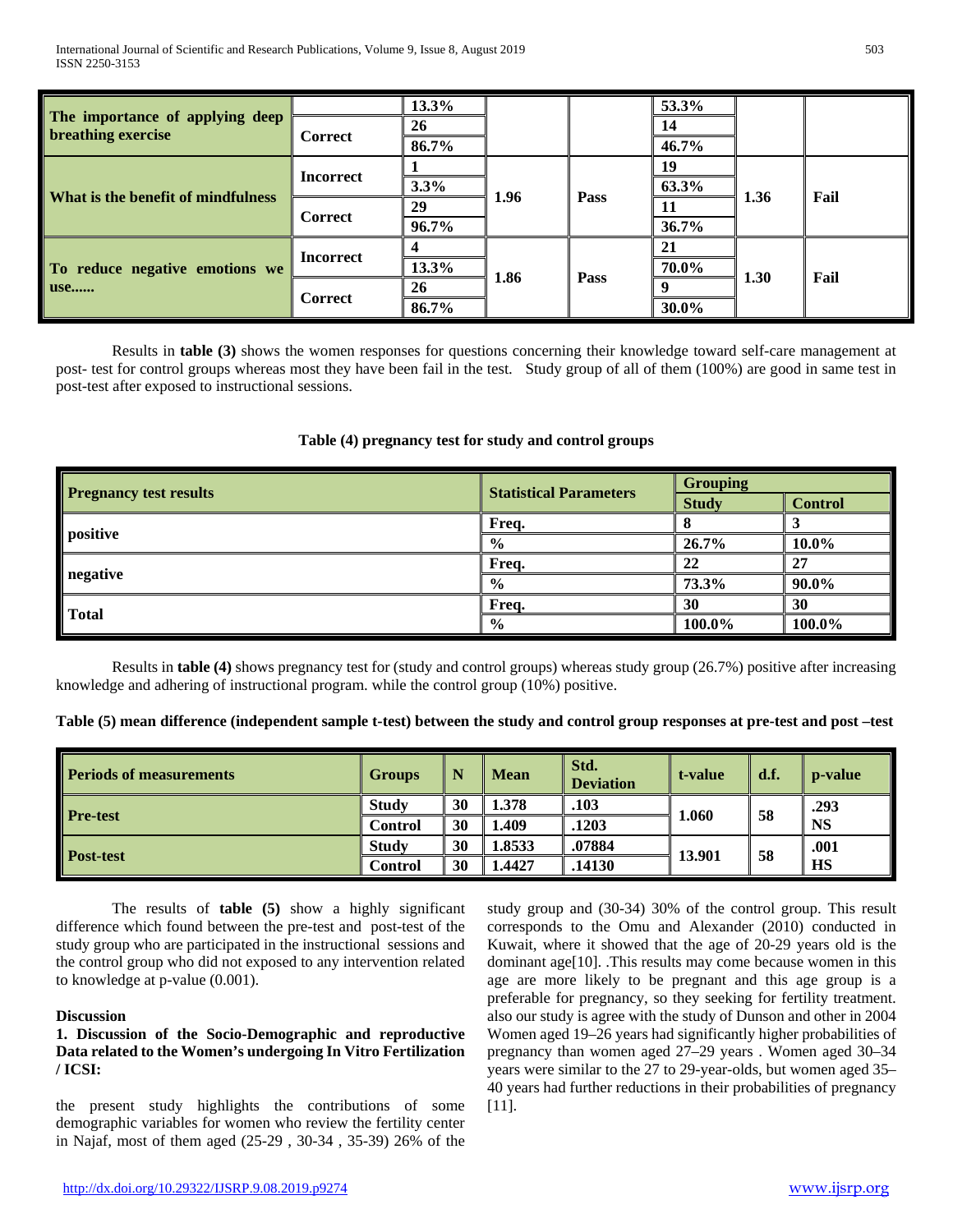| | | | | | | | |
|---|---|---|---|---|---|---|---|
| The importance of applying deep breathing exercise | | 13.3% | | | 53.3% | | |
| | Correct | 26 | | | 14 | | |
| | | 86.7% | | | 46.7% | | |
| What is the benefit of mindfulness | Incorrect | 1 | 1.96 | Pass | 19 | 1.36 | Fail |
| | | 3.3% | | | 63.3% | | |
| | Correct | 29 | | | 11 | | |
| | | 96.7% | | | 36.7% | | |
| To reduce negative emotions we use...... | Incorrect | 4 | 1.86 | Pass | 21 | 1.30 | Fail |
| | | 13.3% | | | 70.0% | | |
| | Correct | 26 | | | 9 | | |
| | | 86.7% | | | 30.0% | | |

Results in **table (3)** shows the women responses for questions concerning their knowledge toward self-care management at post- test for control groups whereas most they have been fail in the test. Study group of all of them (100%) are good in same test in post-test after exposed to instructional sessions.

**Table (4) pregnancy test for study and control groups**

| Pregnancy test results | Statistical Parameters | Grouping | |
|---|---|---|---|
| | | Study | Control |
| positive | Freq. | 8 | 3 |
| | % | 26.7% | 10.0% |
| negative | Freq. | 22 | 27 |
| | % | 73.3% | 90.0% |
| Total | Freq. | 30 | 30 |
| | % | 100.0% | 100.0% |

Results in **table (4)** shows pregnancy test for (study and control groups) whereas study group (26.7%) positive after increasing knowledge and adhering of instructional program. while the control group (10%) positive.

**Table (5) mean difference (independent sample t-test) between the study and control group responses at pre-test and post –test**

| Periods of measurements | Groups | N | Mean | Std. Deviation | t-value | d.f. | p-value |
|---|---|---|---|---|---|---|---|
| Pre-test | Study | 30 | 1.378 | .103 | 1.060 | 58 | .293 NS |
| | Control | 30 | 1.409 | .1203 | | | |
| Post-test | Study | 30 | 1.8533 | .07884 | 13.901 | 58 | .001 HS |
| | Control | 30 | 1.4427 | .14130 | | | |

The results of **table (5)** show a highly significant difference which found between the pre-test and post-test of the study group who are participated in the instructional sessions and the control group who did not exposed to any intervention related to knowledge at p-value (0.001).

**Discussion**

**1. Discussion of the Socio-Demographic and reproductive Data related to the Women's undergoing In Vitro Fertilization / ICSI:**

the present study highlights the contributions of some demographic variables for women who review the fertility center in Najaf, most of them aged (25-29 , 30-34 , 35-39) 26% of the study group and (30-34) 30% of the control group. This result corresponds to the Omu and Alexander (2010) conducted in Kuwait, where it showed that the age of 20-29 years old is the dominant age[10]. .This results may come because women in this age are more likely to be pregnant and this age group is a preferable for pregnancy, so they seeking for fertility treatment. also our study is agree with the study of Dunson and other in 2004 Women aged 19–26 years had significantly higher probabilities of pregnancy than women aged 27–29 years . Women aged 30–34 years were similar to the 27 to 29-year-olds, but women aged 35–40 years had further reductions in their probabilities of pregnancy [11].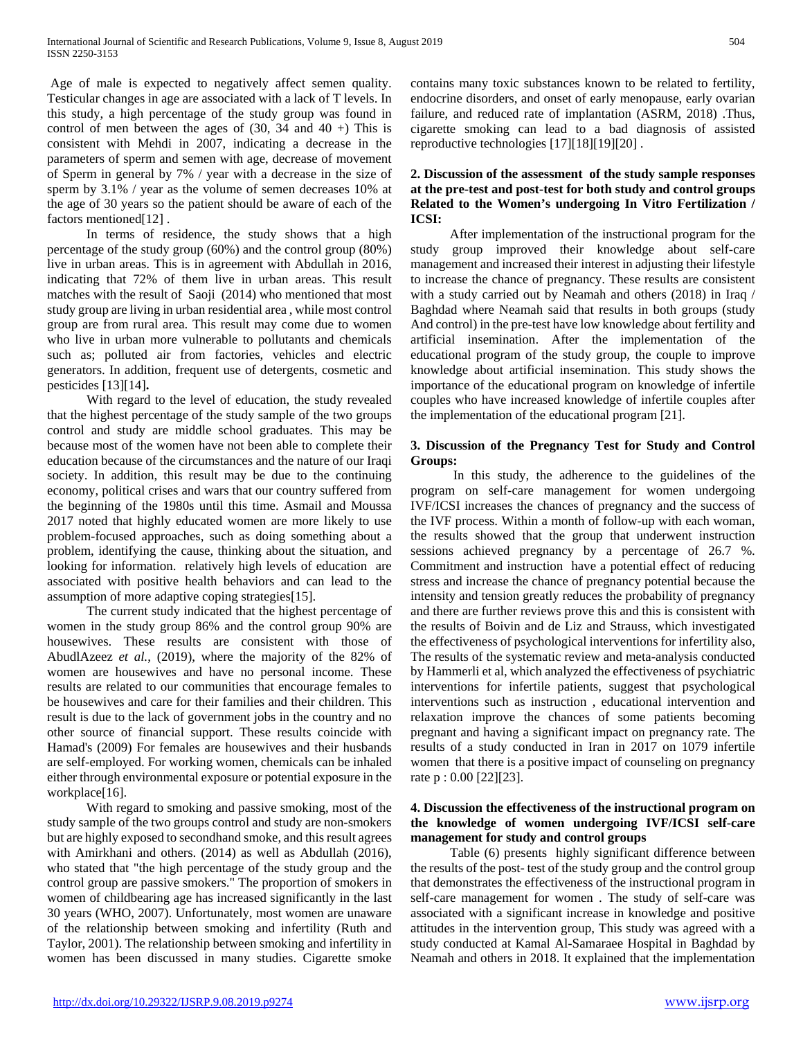Age of male is expected to negatively affect semen quality. Testicular changes in age are associated with a lack of T levels. In this study, a high percentage of the study group was found in control of men between the ages of (30, 34 and 40 +) This is consistent with Mehdi in 2007, indicating a decrease in the parameters of sperm and semen with age, decrease of movement of Sperm in general by 7% / year with a decrease in the size of sperm by 3.1% / year as the volume of semen decreases 10% at the age of 30 years so the patient should be aware of each of the factors mentioned[12] .

In terms of residence, the study shows that a high percentage of the study group (60%) and the control group (80%) live in urban areas. This is in agreement with Abdullah in 2016, indicating that 72% of them live in urban areas. This result matches with the result of Saoji (2014) who mentioned that most study group are living in urban residential area , while most control group are from rural area. This result may come due to women who live in urban more vulnerable to pollutants and chemicals such as; polluted air from factories, vehicles and electric generators. In addition, frequent use of detergents, cosmetic and pesticides [13][14]**.**

With regard to the level of education, the study revealed that the highest percentage of the study sample of the two groups control and study are middle school graduates. This may be because most of the women have not been able to complete their education because of the circumstances and the nature of our Iraqi society. In addition, this result may be due to the continuing economy, political crises and wars that our country suffered from the beginning of the 1980s until this time. Asmail and Moussa 2017 noted that highly educated women are more likely to use problem-focused approaches, such as doing something about a problem, identifying the cause, thinking about the situation, and looking for information. relatively high levels of education are associated with positive health behaviors and can lead to the assumption of more adaptive coping strategies[15].

The current study indicated that the highest percentage of women in the study group 86% and the control group 90% are housewives. These results are consistent with those of AbudlAzeez *et al.*, (2019), where the majority of the 82% of women are housewives and have no personal income. These results are related to our communities that encourage females to be housewives and care for their families and their children. This result is due to the lack of government jobs in the country and no other source of financial support. These results coincide with Hamad's (2009) For females are housewives and their husbands are self-employed. For working women, chemicals can be inhaled either through environmental exposure or potential exposure in the workplace[16].

With regard to smoking and passive smoking, most of the study sample of the two groups control and study are non-smokers but are highly exposed to secondhand smoke, and this result agrees with Amirkhani and others. (2014) as well as Abdullah (2016), who stated that "the high percentage of the study group and the control group are passive smokers." The proportion of smokers in women of childbearing age has increased significantly in the last 30 years (WHO, 2007). Unfortunately, most women are unaware of the relationship between smoking and infertility (Ruth and Taylor, 2001). The relationship between smoking and infertility in women has been discussed in many studies. Cigarette smoke contains many toxic substances known to be related to fertility, endocrine disorders, and onset of early menopause, early ovarian failure, and reduced rate of implantation (ASRM, 2018) .Thus, cigarette smoking can lead to a bad diagnosis of assisted reproductive technologies [17][18][19][20] .

**2. Discussion of the assessment of the study sample responses at the pre-test and post-test for both study and control groups Related to the Women's undergoing In Vitro Fertilization / ICSI:**

After implementation of the instructional program for the study group improved their knowledge about self-care management and increased their interest in adjusting their lifestyle to increase the chance of pregnancy. These results are consistent with a study carried out by Neamah and others (2018) in Iraq / Baghdad where Neamah said that results in both groups (study And control) in the pre-test have low knowledge about fertility and artificial insemination. After the implementation of the educational program of the study group, the couple to improve knowledge about artificial insemination. This study shows the importance of the educational program on knowledge of infertile couples who have increased knowledge of infertile couples after the implementation of the educational program [21].

**3. Discussion of the Pregnancy Test for Study and Control Groups:**

In this study, the adherence to the guidelines of the program on self-care management for women undergoing IVF/ICSI increases the chances of pregnancy and the success of the IVF process. Within a month of follow-up with each woman, the results showed that the group that underwent instruction sessions achieved pregnancy by a percentage of 26.7 %. Commitment and instruction have a potential effect of reducing stress and increase the chance of pregnancy potential because the intensity and tension greatly reduces the probability of pregnancy and there are further reviews prove this and this is consistent with the results of Boivin and de Liz and Strauss, which investigated the effectiveness of psychological interventions for infertility also, The results of the systematic review and meta-analysis conducted by Hammerli et al, which analyzed the effectiveness of psychiatric interventions for infertile patients, suggest that psychological interventions such as instruction , educational intervention and relaxation improve the chances of some patients becoming pregnant and having a significant impact on pregnancy rate. The results of a study conducted in Iran in 2017 on 1079 infertile women that there is a positive impact of counseling on pregnancy rate p : 0.00 [22][23].

**4. Discussion the effectiveness of the instructional program on the knowledge of women undergoing IVF/ICSI self-care management for study and control groups**

Table (6) presents highly significant difference between the results of the post- test of the study group and the control group that demonstrates the effectiveness of the instructional program in self-care management for women . The study of self-care was associated with a significant increase in knowledge and positive attitudes in the intervention group, This study was agreed with a study conducted at Kamal Al-Samaraee Hospital in Baghdad by Neamah and others in 2018. It explained that the implementation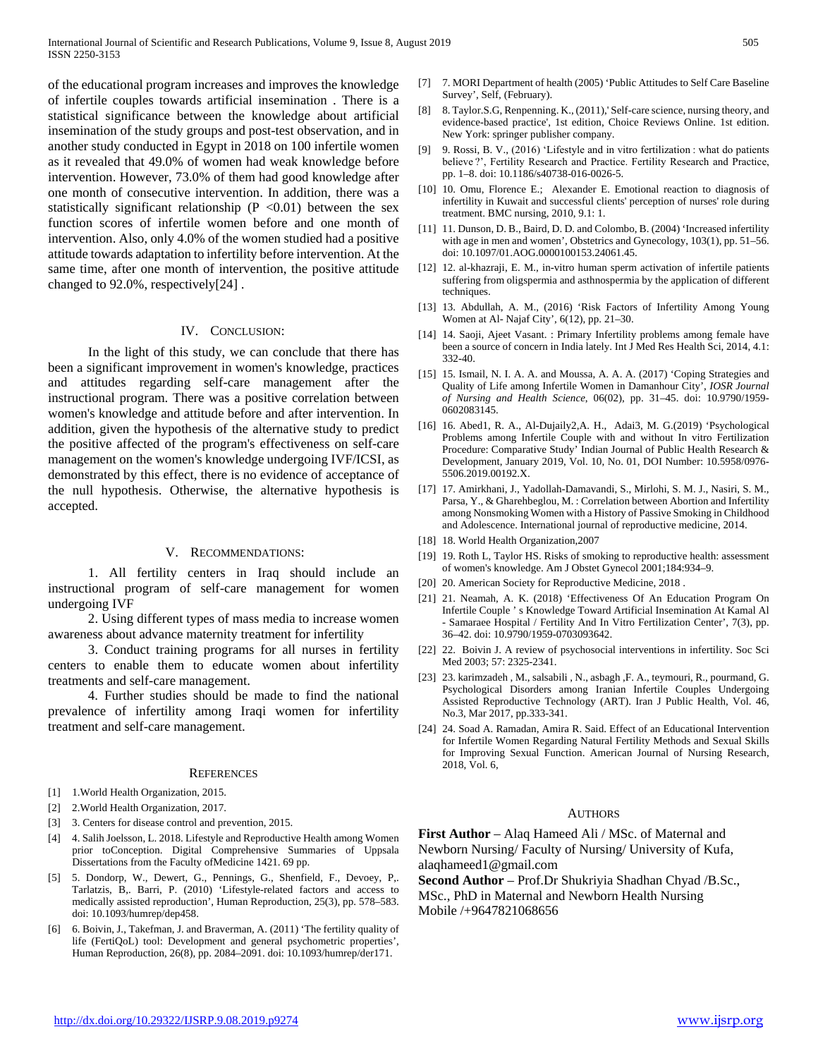of the educational program increases and improves the knowledge of infertile couples towards artificial insemination . There is a statistical significance between the knowledge about artificial insemination of the study groups and post-test observation, and in another study conducted in Egypt in 2018 on 100 infertile women as it revealed that 49.0% of women had weak knowledge before intervention. However, 73.0% of them had good knowledge after one month of consecutive intervention. In addition, there was a statistically significant relationship ($P < 0.01$) between the sex function scores of infertile women before and one month of intervention. Also, only 4.0% of the women studied had a positive attitude towards adaptation to infertility before intervention. At the same time, after one month of intervention, the positive attitude changed to 92.0%, respectively[24] .

## IV. Conclusion:

In the light of this study, we can conclude that there has been a significant improvement in women's knowledge, practices and attitudes regarding self-care management after the instructional program. There was a positive correlation between women's knowledge and attitude before and after intervention. In addition, given the hypothesis of the alternative study to predict the positive affected of the program's effectiveness on self-care management on the women's knowledge undergoing IVF/ICSI, as demonstrated by this effect, there is no evidence of acceptance of the null hypothesis. Otherwise, the alternative hypothesis is accepted.

## V. Recommendations:

1. All fertility centers in Iraq should include an instructional program of self-care management for women undergoing IVF

2. Using different types of mass media to increase women awareness about advance maternity treatment for infertility

3. Conduct training programs for all nurses in fertility centers to enable them to educate women about infertility treatments and self-care management.

4. Further studies should be made to find the national prevalence of infertility among Iraqi women for infertility treatment and self-care management.

## References

[1] 1.World Health Organization, 2015.

[2] 2.World Health Organization, 2017.

[3] 3. Centers for disease control and prevention, 2015.

[4] 4. Salih Joelsson, L. 2018. Lifestyle and Reproductive Health among Women prior toConception. Digital Comprehensive Summaries of Uppsala Dissertations from the Faculty ofMedicine 1421. 69 pp.

[5] 5. Dondorp, W., Dewert, G., Pennings, G., Shenfield, F., Devoey, P,. Tarlatzis, B,. Barri, P. (2010) 'Lifestyle-related factors and access to medically assisted reproduction', Human Reproduction, 25(3), pp. 578–583. doi: 10.1093/humrep/dep458.

[6] 6. Boivin, J., Takefman, J. and Braverman, A. (2011) 'The fertility quality of life (FertiQoL) tool: Development and general psychometric properties', Human Reproduction, 26(8), pp. 2084–2091. doi: 10.1093/humrep/der171.

[7] 7. MORI Department of health (2005) 'Public Attitudes to Self Care Baseline Survey', Self, (February).

[8] 8. Taylor.S.G, Renpenning. K., (2011),' Self-care science, nursing theory, and evidence-based practice', 1st edition, Choice Reviews Online. 1st edition. New York: springer publisher company.

[9] 9. Rossi, B. V., (2016) 'Lifestyle and in vitro fertilization : what do patients believe ?', Fertility Research and Practice. Fertility Research and Practice, pp. 1–8. doi: 10.1186/s40738-016-0026-5.

[10] 10. Omu, Florence E.; Alexander E. Emotional reaction to diagnosis of infertility in Kuwait and successful clients' perception of nurses' role during treatment. BMC nursing, 2010, 9.1: 1.

[11] 11. Dunson, D. B., Baird, D. D. and Colombo, B. (2004) 'Increased infertility with age in men and women', Obstetrics and Gynecology, 103(1), pp. 51–56. doi: 10.1097/01.AOG.0000100153.24061.45.

[12] 12. al-khazraji, E. M., in-vitro human sperm activation of infertile patients suffering from oligspermia and asthnospermia by the application of different techniques.

[13] 13. Abdullah, A. M., (2016) 'Risk Factors of Infertility Among Young Women at Al- Najaf City', 6(12), pp. 21–30.

[14] 14. Saoji, Ajeet Vasant. : Primary Infertility problems among female have been a source of concern in India lately. Int J Med Res Health Sci, 2014, 4.1: 332-40.

[15] 15. Ismail, N. I. A. A. and Moussa, A. A. A. (2017) 'Coping Strategies and Quality of Life among Infertile Women in Damanhour City', *IOSR Journal of Nursing and Health Science*, 06(02), pp. 31–45. doi: 10.9790/1959-0602083145.

[16] 16. Abed1, R. A., Al-Dujaily2,A. H., Adai3, M. G.(2019) 'Psychological Problems among Infertile Couple with and without In vitro Fertilization Procedure: Comparative Study' Indian Journal of Public Health Research & Development, January 2019, Vol. 10, No. 01, DOI Number: 10.5958/0976-5506.2019.00192.X.

[17] 17. Amirkhani, J., Yadollah-Damavandi, S., Mirlohi, S. M. J., Nasiri, S. M., Parsa, Y., & Gharehbeglou, M. : Correlation between Abortion and Infertility among Nonsmoking Women with a History of Passive Smoking in Childhood and Adolescence. International journal of reproductive medicine, 2014.

[18] 18. World Health Organization,2007

[19] 19. Roth L, Taylor HS. Risks of smoking to reproductive health: assessment of women's knowledge. Am J Obstet Gynecol 2001;184:934–9.

[20] 20. American Society for Reproductive Medicine, 2018 .

[21] 21. Neamah, A. K. (2018) 'Effectiveness Of An Education Program On Infertile Couple ' s Knowledge Toward Artificial Insemination At Kamal Al - Samaraee Hospital / Fertility And In Vitro Fertilization Center', 7(3), pp. 36–42. doi: 10.9790/1959-0703093642.

[22] 22. Boivin J. A review of psychosocial interventions in infertility. Soc Sci Med 2003; 57: 2325-2341.

[23] 23. karimzadeh , M., salsabili , N., asbagh ,F. A., teymouri, R., pourmand, G. Psychological Disorders among Iranian Infertile Couples Undergoing Assisted Reproductive Technology (ART). Iran J Public Health, Vol. 46, No.3, Mar 2017, pp.333-341.

[24] 24. Soad A. Ramadan, Amira R. Said. Effect of an Educational Intervention for Infertile Women Regarding Natural Fertility Methods and Sexual Skills for Improving Sexual Function. American Journal of Nursing Research, 2018, Vol. 6,

## Authors

**First Author** – Alaq Hameed Ali / MSc. of Maternal and Newborn Nursing/ Faculty of Nursing/ University of Kufa, alaqhameed1@gmail.com

**Second Author** – Prof.Dr Shukriyia Shadhan Chyad /B.Sc., MSc., PhD in Maternal and Newborn Health Nursing Mobile /+9647821068656